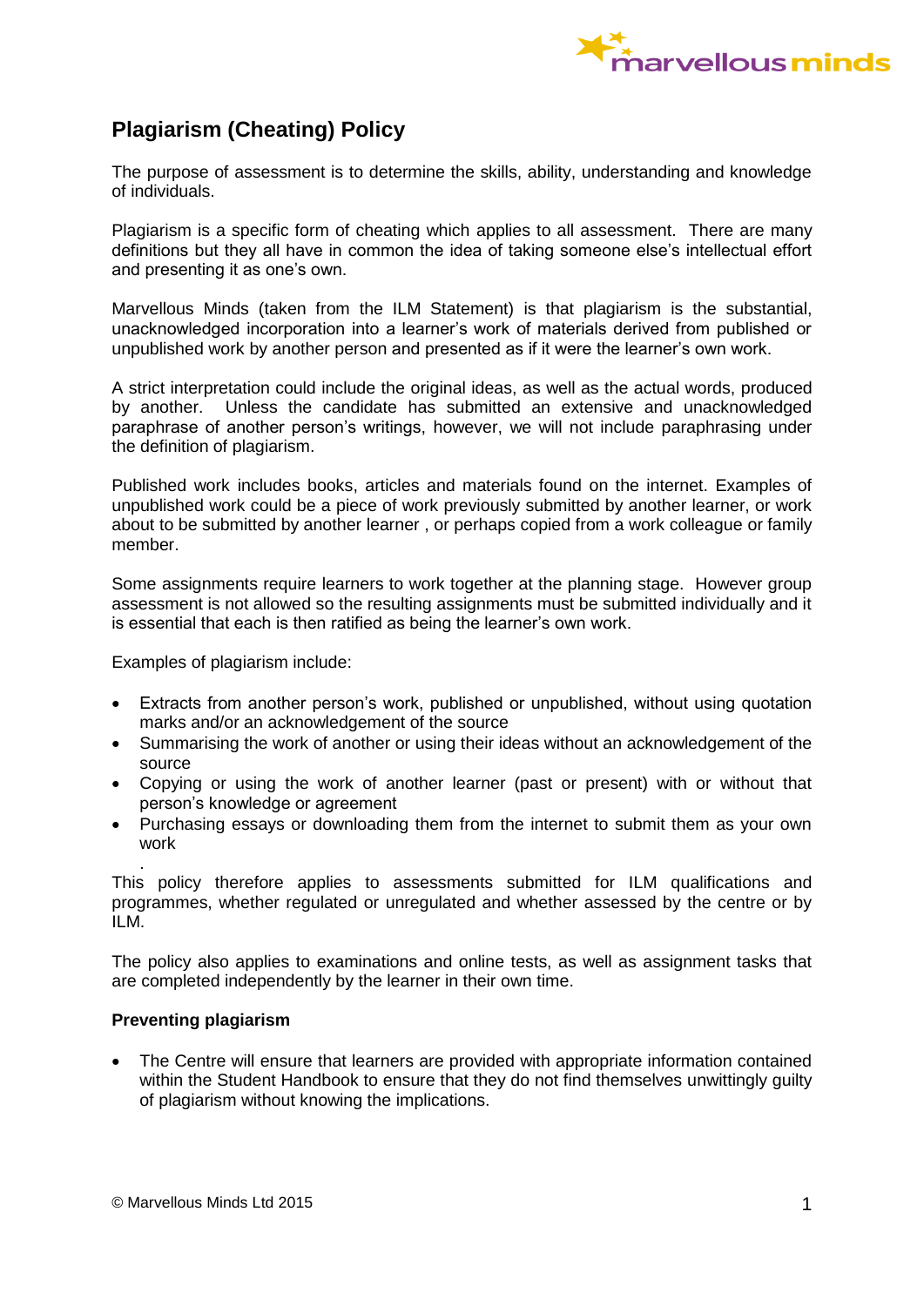# Plagiarism (Cheating) Policy

The purpose of assessment is to determine the skills, ability, understanding and knowledge of individuals.

Plagiarism is a specific form of cheating which applies to all assessment. There are many definitions but they all have in common the idea of taking someone else's intellectual effort and presenting it as one's own.

Marvellous Minds (taken from the ILM Statement) is that plagiarism is the substantial, unacknowledged incorporation into a learner's work of materials derived from published or unpublished work by another person and presented as if it were the learner's own work.

A strict interpretation could include the original ideas, as well as the actual words, produced by another. Unless the candidate has submitted an extensive and unacknowledged paraphrase of another person's writings, however, we will not include paraphrasing under the definition of plagiarism.

Published work includes books, articles and materials found on the internet. Examples of unpublished work could be a piece of work previously submitted by another learner, or work about to be submitted by another learner , or perhaps copied from a work colleague or family member.

Some assignments require learners to work together at the planning stage. However group assessment is not allowed so the resulting assignments must be submitted individually and it is essential that each is then ratified as being the learner's own work.

Examples of plagiarism include:

- Extracts from another person's work, published or unpublished, without using quotation marks and/or an acknowledgement of the source
- Summarising the work of another or using their ideas without an acknowledgement of the source
- Copying or using the work of another learner (past or present) with or without that person's knowledge or agreement
- Purchasing essays or downloading them from the internet to submit them as your own work

.
This policy therefore applies to assessments submitted for ILM qualifications and programmes, whether regulated or unregulated and whether assessed by the centre or by ILM.

The policy also applies to examinations and online tests, as well as assignment tasks that are completed independently by the learner in their own time.

**Preventing plagiarism**

- The Centre will ensure that learners are provided with appropriate information contained within the Student Handbook to ensure that they do not find themselves unwittingly guilty of plagiarism without knowing the implications.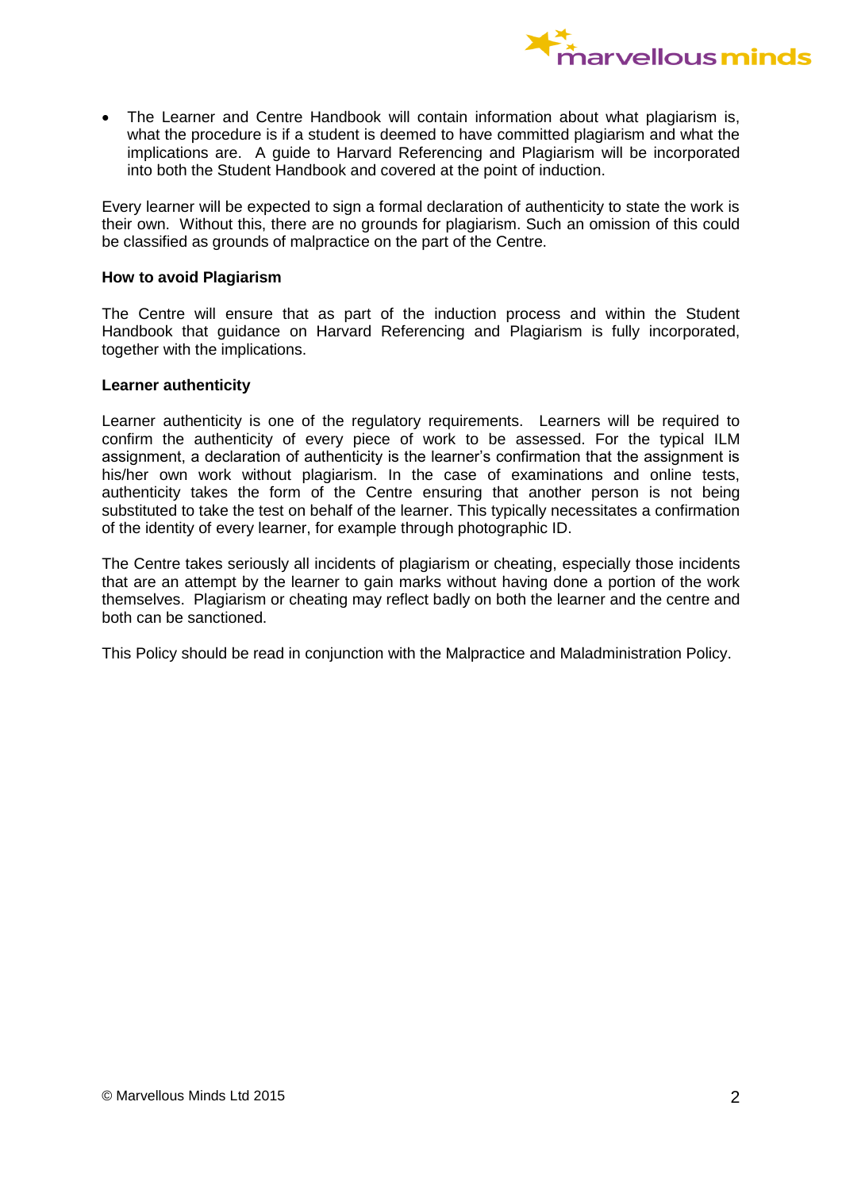- The Learner and Centre Handbook will contain information about what plagiarism is, what the procedure is if a student is deemed to have committed plagiarism and what the implications are. A guide to Harvard Referencing and Plagiarism will be incorporated into both the Student Handbook and covered at the point of induction.

Every learner will be expected to sign a formal declaration of authenticity to state the work is their own. Without this, there are no grounds for plagiarism. Such an omission of this could be classified as grounds of malpractice on the part of the Centre.

**How to avoid Plagiarism**

The Centre will ensure that as part of the induction process and within the Student Handbook that guidance on Harvard Referencing and Plagiarism is fully incorporated, together with the implications.

**Learner authenticity**

Learner authenticity is one of the regulatory requirements. Learners will be required to confirm the authenticity of every piece of work to be assessed. For the typical ILM assignment, a declaration of authenticity is the learner's confirmation that the assignment is his/her own work without plagiarism. In the case of examinations and online tests, authenticity takes the form of the Centre ensuring that another person is not being substituted to take the test on behalf of the learner. This typically necessitates a confirmation of the identity of every learner, for example through photographic ID.

The Centre takes seriously all incidents of plagiarism or cheating, especially those incidents that are an attempt by the learner to gain marks without having done a portion of the work themselves. Plagiarism or cheating may reflect badly on both the learner and the centre and both can be sanctioned.

This Policy should be read in conjunction with the Malpractice and Maladministration Policy.